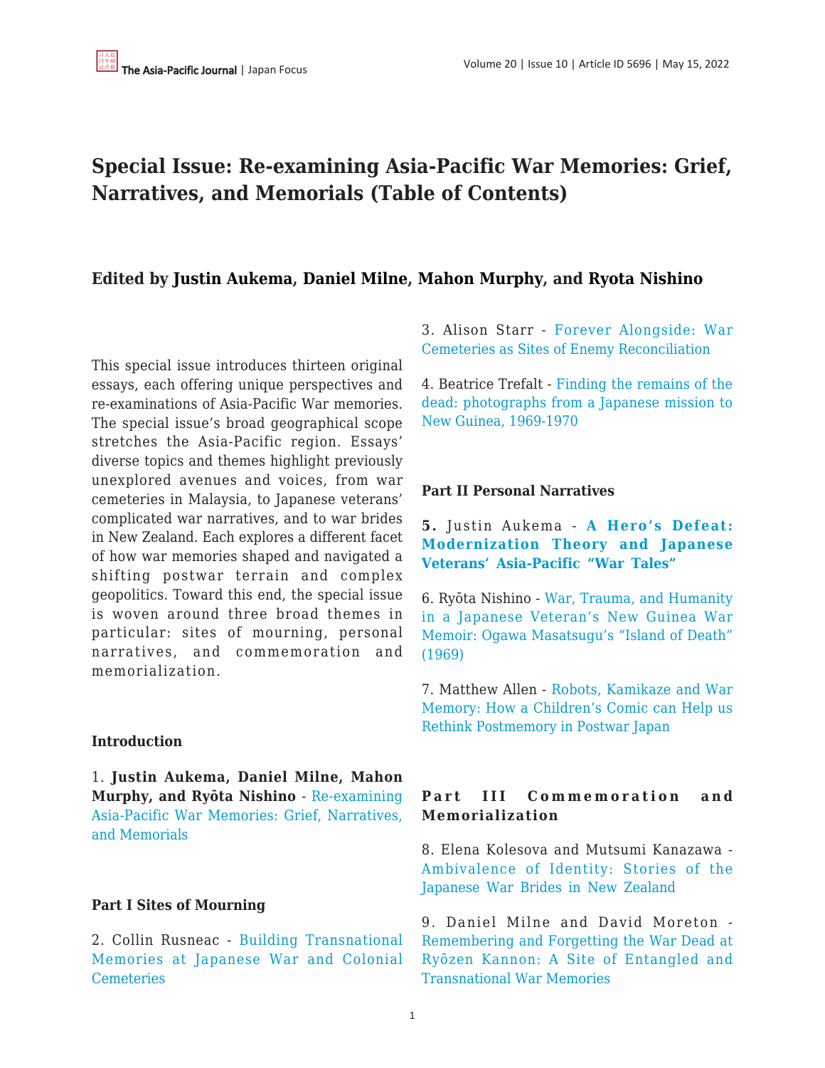# Special Issue: Re-examining Asia-Pacific War Memories: Grief, Narratives, and Memorials (Table of Contents)

## Edited by **Justin Aukema**, **Daniel Milne**, **Mahon Murphy**, and **Ryota Nishino**

This special issue introduces thirteen original essays, each offering unique perspectives and re-examinations of Asia-Pacific War memories. The special issue's broad geographical scope stretches the Asia-Pacific region. Essays' diverse topics and themes highlight previously unexplored avenues and voices, from war cemeteries in Malaysia, to Japanese veterans' complicated war narratives, and to war brides in New Zealand. Each explores a different facet of how war memories shaped and navigated a shifting postwar terrain and complex geopolitics. Toward this end, the special issue is woven around three broad themes in particular: sites of mourning, personal narratives, and commemoration and memorialization.

**Introduction**

1. **Justin Aukema, Daniel Milne, Mahon Murphy, and Ryōta Nishino** - Re-examining Asia-Pacific War Memories: Grief, Narratives, and Memorials

**Part I Sites of Mourning**

2. Collin Rusneac - Building Transnational Memories at Japanese War and Colonial Cemeteries

3. Alison Starr - Forever Alongside: War Cemeteries as Sites of Enemy Reconciliation

4. Beatrice Trefalt - Finding the remains of the dead: photographs from a Japanese mission to New Guinea, 1969-1970

**Part II Personal Narratives**

5. Justin Aukema - **A Hero's Defeat: Modernization Theory and Japanese Veterans' Asia-Pacific "War Tales"**

6. Ryōta Nishino - War, Trauma, and Humanity in a Japanese Veteran's New Guinea War Memoir: Ogawa Masatsugu's "Island of Death" (1969)

7. Matthew Allen - Robots, Kamikaze and War Memory: How a Children's Comic can Help us Rethink Postmemory in Postwar Japan

**Part III Commemoration and Memorialization**

8. Elena Kolesova and Mutsumi Kanazawa - Ambivalence of Identity: Stories of the Japanese War Brides in New Zealand

9. Daniel Milne and David Moreton - Remembering and Forgetting the War Dead at Ryōzen Kannon: A Site of Entangled and Transnational War Memories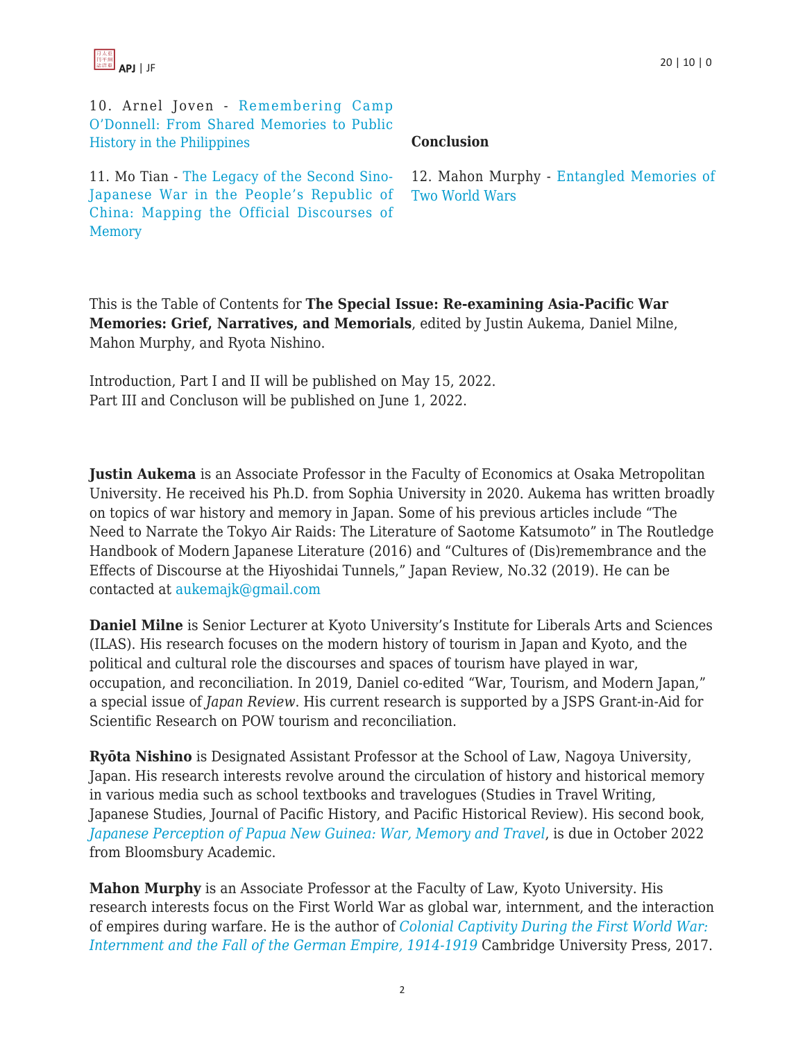10. Arnel Joven - Remembering Camp O'Donnell: From Shared Memories to Public History in the Philippines

11. Mo Tian - The Legacy of the Second Sino-Japanese War in the People's Republic of China: Mapping the Official Discourses of Memory

**Conclusion**

12. Mahon Murphy - Entangled Memories of Two World Wars

This is the Table of Contents for **The Special Issue: Re-examining Asia-Pacific War Memories: Grief, Narratives, and Memorials**, edited by Justin Aukema, Daniel Milne, Mahon Murphy, and Ryota Nishino.

Introduction, Part I and II will be published on May 15, 2022.
Part III and Concluson will be published on June 1, 2022.

**Justin Aukema** is an Associate Professor in the Faculty of Economics at Osaka Metropolitan University. He received his Ph.D. from Sophia University in 2020. Aukema has written broadly on topics of war history and memory in Japan. Some of his previous articles include "The Need to Narrate the Tokyo Air Raids: The Literature of Saotome Katsumoto" in The Routledge Handbook of Modern Japanese Literature (2016) and "Cultures of (Dis)remembrance and the Effects of Discourse at the Hiyoshidai Tunnels," Japan Review, No.32 (2019). He can be contacted at aukemajk@gmail.com

**Daniel Milne** is Senior Lecturer at Kyoto University's Institute for Liberals Arts and Sciences (ILAS). His research focuses on the modern history of tourism in Japan and Kyoto, and the political and cultural role the discourses and spaces of tourism have played in war, occupation, and reconciliation. In 2019, Daniel co-edited "War, Tourism, and Modern Japan," a special issue of *Japan Review*. His current research is supported by a JSPS Grant-in-Aid for Scientific Research on POW tourism and reconciliation.

**Ryōta Nishino** is Designated Assistant Professor at the School of Law, Nagoya University, Japan. His research interests revolve around the circulation of history and historical memory in various media such as school textbooks and travelogues (Studies in Travel Writing, Japanese Studies, Journal of Pacific History, and Pacific Historical Review). His second book, *Japanese Perception of Papua New Guinea: War, Memory and Travel*, is due in October 2022 from Bloomsbury Academic.

**Mahon Murphy** is an Associate Professor at the Faculty of Law, Kyoto University. His research interests focus on the First World War as global war, internment, and the interaction of empires during warfare. He is the author of *Colonial Captivity During the First World War: Internment and the Fall of the German Empire, 1914-1919* Cambridge University Press, 2017.